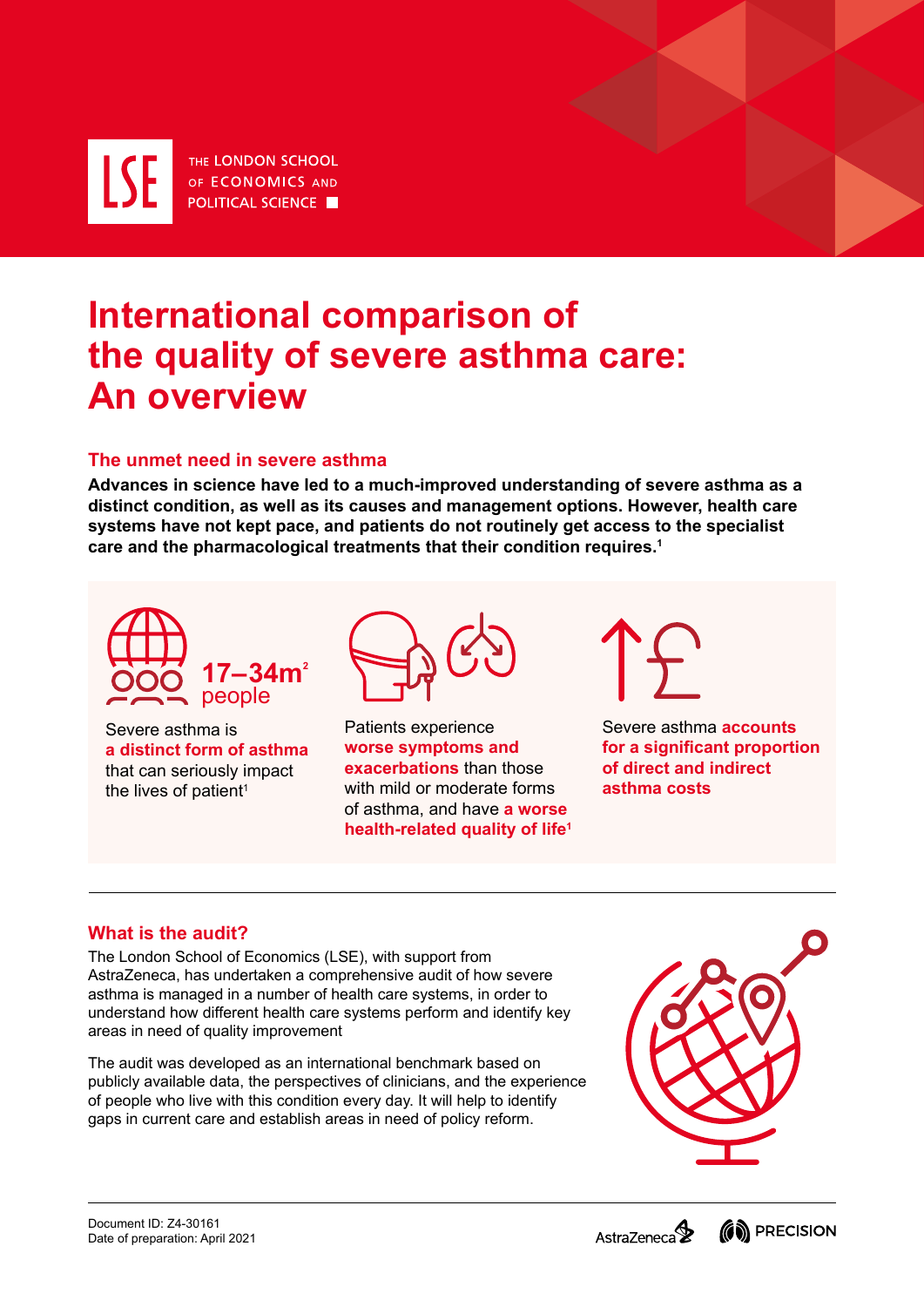THE LONDON SCHOOL OF ECONOMICS AND POLITICAL SCIENCE

# International comparison of the quality of severe asthma care: An overview

## The unmet need in severe asthma

**Advances in science have led to a much-improved understanding of severe asthma as a distinct condition, as well as its causes and management options. However, health care systems have not kept pace, and patients do not routinely get access to the specialist care and the pharmacological treatments that their condition requires.[1]**

**17–34m[2] people**

Severe asthma is **a distinct form of asthma** that can seriously impact the lives of patient[1]

Patients experience **worse symptoms and exacerbations** than those with mild or moderate forms of asthma, and have **a worse health-related quality of life[1]**

Severe asthma **accounts for a significant proportion of direct and indirect asthma costs**

## What is the audit?

The London School of Economics (LSE), with support from AstraZeneca, has undertaken a comprehensive audit of how severe asthma is managed in a number of health care systems, in order to understand how different health care systems perform and identify key areas in need of quality improvement

The audit was developed as an international benchmark based on publicly available data, the perspectives of clinicians, and the experience of people who live with this condition every day. It will help to identify gaps in current care and establish areas in need of policy reform.

Document ID: Z4-30161
Date of preparation: April 2021

AstraZeneca PRECISION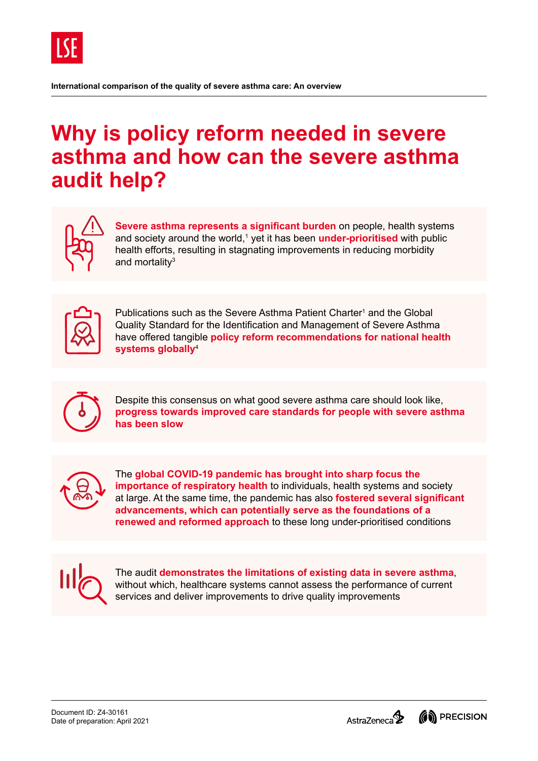# Why is policy reform needed in severe asthma and how can the severe asthma audit help?

**Severe asthma represents a significant burden** on people, health systems and society around the world,[1] yet it has been **under-prioritised** with public health efforts, resulting in stagnating improvements in reducing morbidity and mortality[3]

Publications such as the Severe Asthma Patient Charter[1] and the Global Quality Standard for the Identification and Management of Severe Asthma have offered tangible **policy reform recommendations for national health systems globally**[4]

Despite this consensus on what good severe asthma care should look like, **progress towards improved care standards for people with severe asthma has been slow**

The **global COVID-19 pandemic has brought into sharp focus the importance of respiratory health** to individuals, health systems and society at large. At the same time, the pandemic has also **fostered several significant advancements, which can potentially serve as the foundations of a renewed and reformed approach** to these long under-prioritised conditions

The audit **demonstrates the limitations of existing data in severe asthma**, without which, healthcare systems cannot assess the performance of current services and deliver improvements to drive quality improvements

Document ID: Z4-30161
Date of preparation: April 2021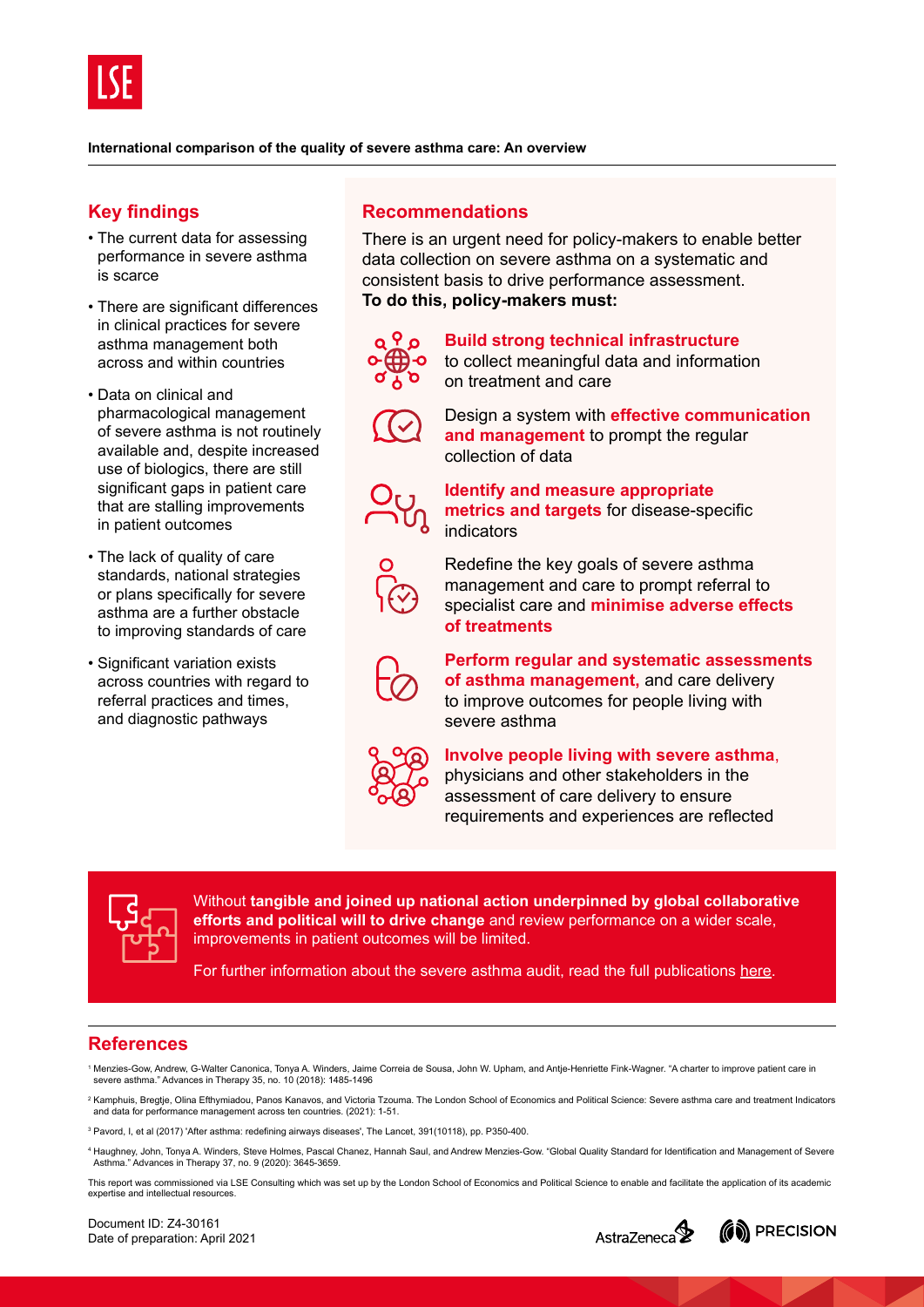**International comparison of the quality of severe asthma care: An overview**

## Key findings

- The current data for assessing performance in severe asthma is scarce
- There are significant differences in clinical practices for severe asthma management both across and within countries
- Data on clinical and pharmacological management of severe asthma is not routinely available and, despite increased use of biologics, there are still significant gaps in patient care that are stalling improvements in patient outcomes
- The lack of quality of care standards, national strategies or plans specifically for severe asthma are a further obstacle to improving standards of care
- Significant variation exists across countries with regard to referral practices and times, and diagnostic pathways

## Recommendations

There is an urgent need for policy-makers to enable better data collection on severe asthma on a systematic and consistent basis to drive performance assessment. **To do this, policy-makers must:**

**Build strong technical infrastructure** to collect meaningful data and information on treatment and care

Design a system with **effective communication and management** to prompt the regular collection of data

**Identify and measure appropriate metrics and targets** for disease-specific indicators

Redefine the key goals of severe asthma management and care to prompt referral to specialist care and **minimise adverse effects of treatments**

**Perform regular and systematic assessments of asthma management,** and care delivery to improve outcomes for people living with severe asthma

**Involve people living with severe asthma**, physicians and other stakeholders in the assessment of care delivery to ensure requirements and experiences are reflected

Without **tangible and joined up national action underpinned by global collaborative efforts and political will to drive change** and review performance on a wider scale, improvements in patient outcomes will be limited.

For further information about the severe asthma audit, read the full publications here.

## References

[1] Menzies-Gow, Andrew, G-Walter Canonica, Tonya A. Winders, Jaime Correia de Sousa, John W. Upham, and Antje-Henriette Fink-Wagner. "A charter to improve patient care in severe asthma." Advances in Therapy 35, no. 10 (2018): 1485-1496

[2] Kamphuis, Bregtje, Olina Efthymiadou, Panos Kanavos, and Victoria Tzouma. The London School of Economics and Political Science: Severe asthma care and treatment Indicators and data for performance management across ten countries. (2021): 1-51.

[3] Pavord, I, et al (2017) 'After asthma: redefining airways diseases', The Lancet, 391(10118), pp. P350-400.

[4] Haughney, John, Tonya A. Winders, Steve Holmes, Pascal Chanez, Hannah Saul, and Andrew Menzies-Gow. "Global Quality Standard for Identification and Management of Severe Asthma." Advances in Therapy 37, no. 9 (2020): 3645-3659.

This report was commissioned via LSE Consulting which was set up by the London School of Economics and Political Science to enable and facilitate the application of its academic expertise and intellectual resources.

Document ID: Z4-30161
Date of preparation: April 2021